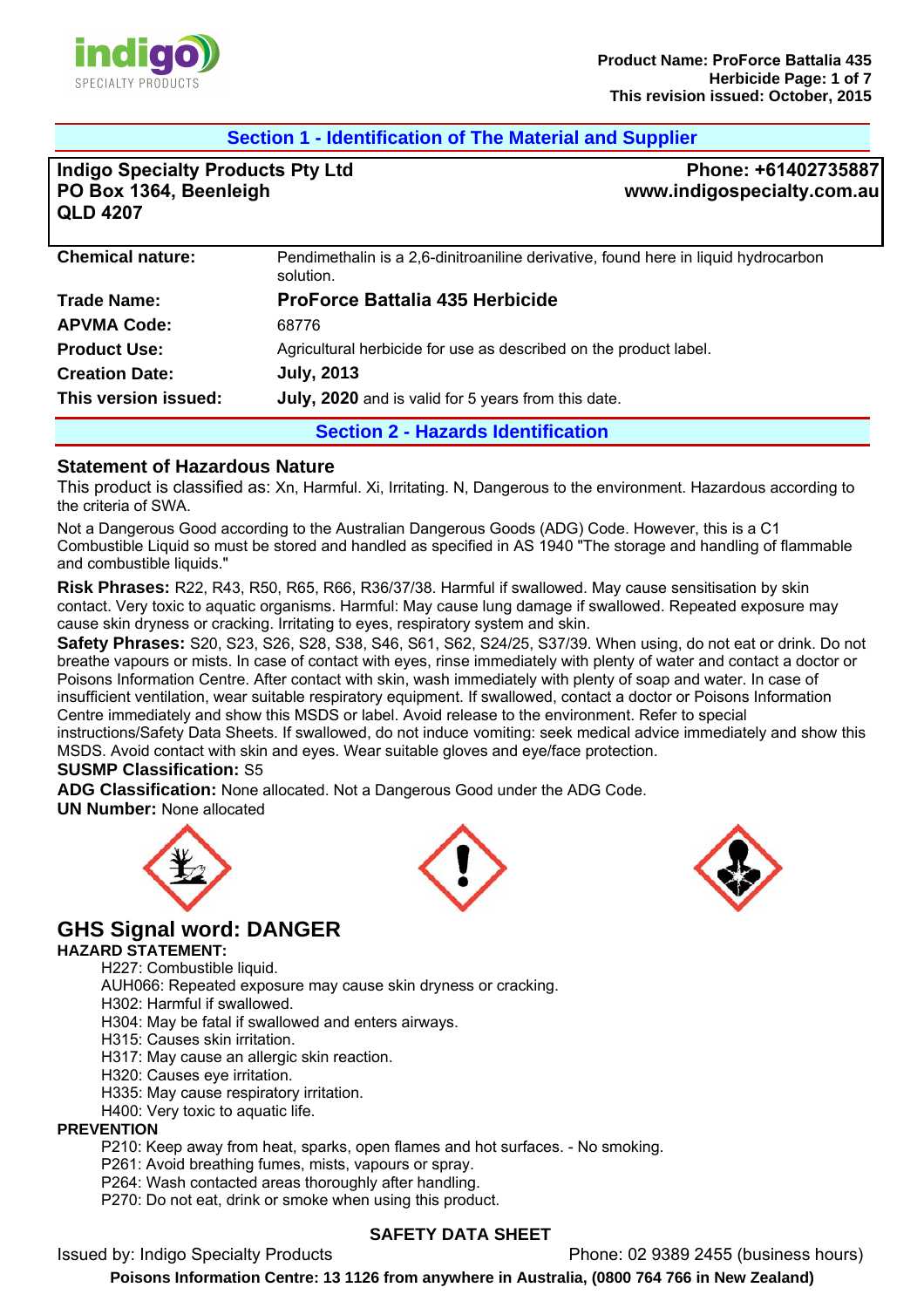## Section 1 - Identification of The Material and Supplier

**Indigo Specialty Products Pty Ltd**
**PO Box 1364, Beenleigh**
**QLD 4207**

**Phone: +61402735887**
**www.indigospecialty.com.au**

| | |
|---|---|
| **Chemical nature:** | Pendimethalin is a 2,6-dinitroaniline derivative, found here in liquid hydrocarbon solution. |
| **Trade Name:** | **ProForce Battalia 435 Herbicide** |
| **APVMA Code:** | 68776 |
| **Product Use:** | Agricultural herbicide for use as described on the product label. |
| **Creation Date:** | **July, 2013** |
| **This version issued:** | **July, 2020** and is valid for 5 years from this date. |

## Section 2 - Hazards Identification

### Statement of Hazardous Nature

This product is classified as: Xn, Harmful. Xi, Irritating. N, Dangerous to the environment. Hazardous according to the criteria of SWA.

Not a Dangerous Good according to the Australian Dangerous Goods (ADG) Code. However, this is a C1 Combustible Liquid so must be stored and handled as specified in AS 1940 "The storage and handling of flammable and combustible liquids."

**Risk Phrases:** R22, R43, R50, R65, R66, R36/37/38. Harmful if swallowed. May cause sensitisation by skin contact. Very toxic to aquatic organisms. Harmful: May cause lung damage if swallowed. Repeated exposure may cause skin dryness or cracking. Irritating to eyes, respiratory system and skin.

**Safety Phrases:** S20, S23, S26, S28, S38, S46, S61, S62, S24/25, S37/39. When using, do not eat or drink. Do not breathe vapours or mists. In case of contact with eyes, rinse immediately with plenty of water and contact a doctor or Poisons Information Centre. After contact with skin, wash immediately with plenty of soap and water. In case of insufficient ventilation, wear suitable respiratory equipment. If swallowed, contact a doctor or Poisons Information Centre immediately and show this MSDS or label. Avoid release to the environment. Refer to special instructions/Safety Data Sheets. If swallowed, do not induce vomiting: seek medical advice immediately and show this MSDS. Avoid contact with skin and eyes. Wear suitable gloves and eye/face protection.

**SUSMP Classification:** S5

**ADG Classification:** None allocated. Not a Dangerous Good under the ADG Code.

**UN Number:** None allocated

## GHS Signal word: DANGER

**HAZARD STATEMENT:**

- H227: Combustible liquid.
- AUH066: Repeated exposure may cause skin dryness or cracking.
- H302: Harmful if swallowed.
- H304: May be fatal if swallowed and enters airways.
- H315: Causes skin irritation.
- H317: May cause an allergic skin reaction.
- H320: Causes eye irritation.
- H335: May cause respiratory irritation.
- H400: Very toxic to aquatic life.

**PREVENTION**

- P210: Keep away from heat, sparks, open flames and hot surfaces. - No smoking.
- P261: Avoid breathing fumes, mists, vapours or spray.
- P264: Wash contacted areas thoroughly after handling.
- P270: Do not eat, drink or smoke when using this product.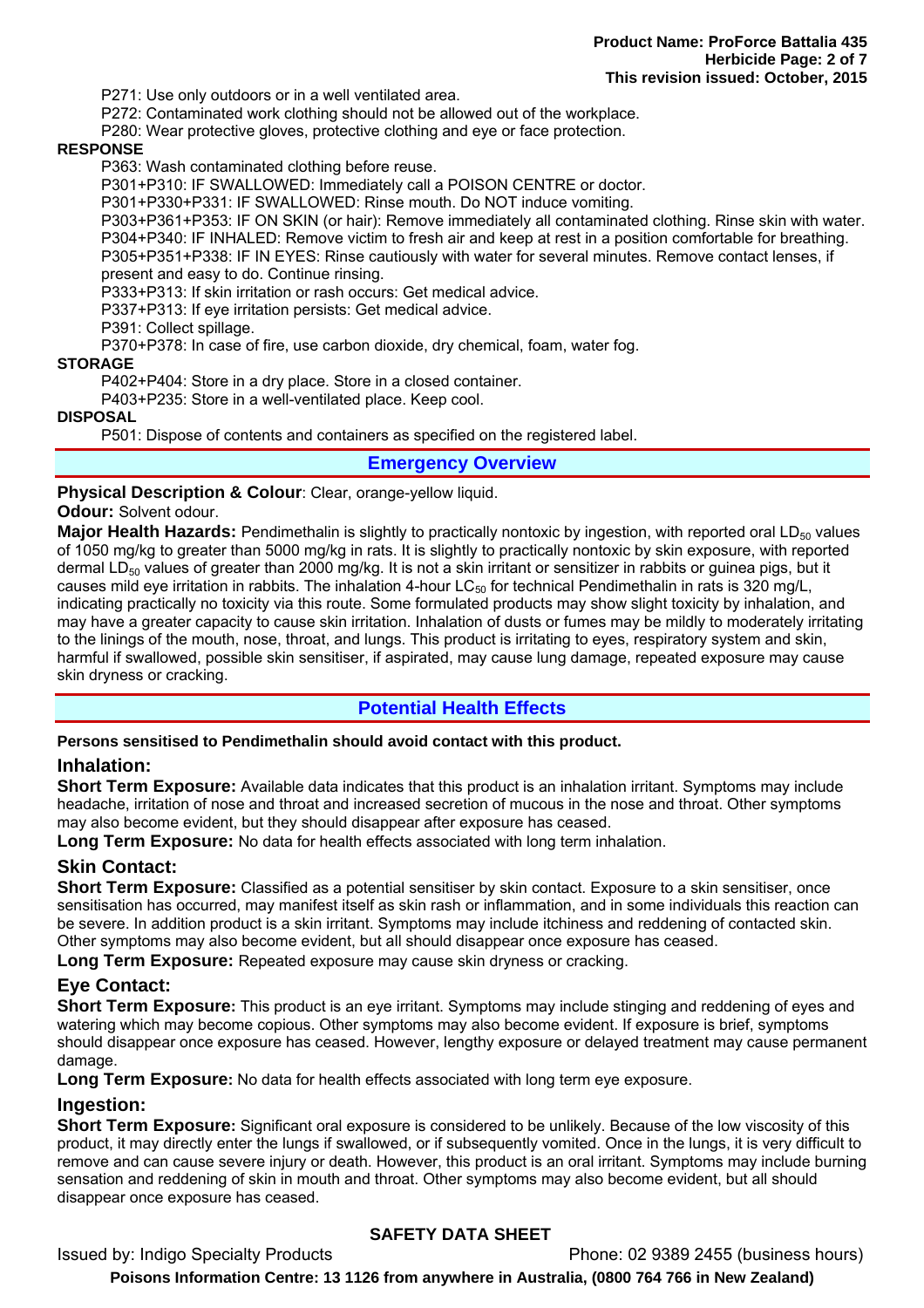P271: Use only outdoors or in a well ventilated area.
P272: Contaminated work clothing should not be allowed out of the workplace.
P280: Wear protective gloves, protective clothing and eye or face protection.

**RESPONSE**

P363: Wash contaminated clothing before reuse.
P301+P310: IF SWALLOWED: Immediately call a POISON CENTRE or doctor.
P301+P330+P331: IF SWALLOWED: Rinse mouth. Do NOT induce vomiting.
P303+P361+P353: IF ON SKIN (or hair): Remove immediately all contaminated clothing. Rinse skin with water.
P304+P340: IF INHALED: Remove victim to fresh air and keep at rest in a position comfortable for breathing.
P305+P351+P338: IF IN EYES: Rinse cautiously with water for several minutes. Remove contact lenses, if present and easy to do. Continue rinsing.
P333+P313: If skin irritation or rash occurs: Get medical advice.
P337+P313: If eye irritation persists: Get medical advice.
P391: Collect spillage.
P370+P378: In case of fire, use carbon dioxide, dry chemical, foam, water fog.

**STORAGE**

P402+P404: Store in a dry place. Store in a closed container.
P403+P235: Store in a well-ventilated place. Keep cool.

**DISPOSAL**

P501: Dispose of contents and containers as specified on the registered label.

## Emergency Overview

**Physical Description & Colour**: Clear, orange-yellow liquid.

**Odour:** Solvent odour.

**Major Health Hazards:** Pendimethalin is slightly to practically nontoxic by ingestion, with reported oral $LD_{50}$ values of 1050 mg/kg to greater than 5000 mg/kg in rats. It is slightly to practically nontoxic by skin exposure, with reported dermal $LD_{50}$ values of greater than 2000 mg/kg. It is not a skin irritant or sensitizer in rabbits or guinea pigs, but it causes mild eye irritation in rabbits. The inhalation 4-hour $LC_{50}$ for technical Pendimethalin in rats is 320 mg/L, indicating practically no toxicity via this route. Some formulated products may show slight toxicity by inhalation, and may have a greater capacity to cause skin irritation. Inhalation of dusts or fumes may be mildly to moderately irritating to the linings of the mouth, nose, throat, and lungs. This product is irritating to eyes, respiratory system and skin, harmful if swallowed, possible skin sensitiser, if aspirated, may cause lung damage, repeated exposure may cause skin dryness or cracking.

## Potential Health Effects

**Persons sensitised to Pendimethalin should avoid contact with this product.**

### Inhalation:

**Short Term Exposure:** Available data indicates that this product is an inhalation irritant. Symptoms may include headache, irritation of nose and throat and increased secretion of mucous in the nose and throat. Other symptoms may also become evident, but they should disappear after exposure has ceased.

**Long Term Exposure:** No data for health effects associated with long term inhalation.

### Skin Contact:

**Short Term Exposure:** Classified as a potential sensitiser by skin contact. Exposure to a skin sensitiser, once sensitisation has occurred, may manifest itself as skin rash or inflammation, and in some individuals this reaction can be severe. In addition product is a skin irritant. Symptoms may include itchiness and reddening of contacted skin. Other symptoms may also become evident, but all should disappear once exposure has ceased.

**Long Term Exposure:** Repeated exposure may cause skin dryness or cracking.

### Eye Contact:

**Short Term Exposure:** This product is an eye irritant. Symptoms may include stinging and reddening of eyes and watering which may become copious. Other symptoms may also become evident. If exposure is brief, symptoms should disappear once exposure has ceased. However, lengthy exposure or delayed treatment may cause permanent damage.

**Long Term Exposure:** No data for health effects associated with long term eye exposure.

### Ingestion:

**Short Term Exposure:** Significant oral exposure is considered to be unlikely. Because of the low viscosity of this product, it may directly enter the lungs if swallowed, or if subsequently vomited. Once in the lungs, it is very difficult to remove and can cause severe injury or death. However, this product is an oral irritant. Symptoms may include burning sensation and reddening of skin in mouth and throat. Other symptoms may also become evident, but all should disappear once exposure has ceased.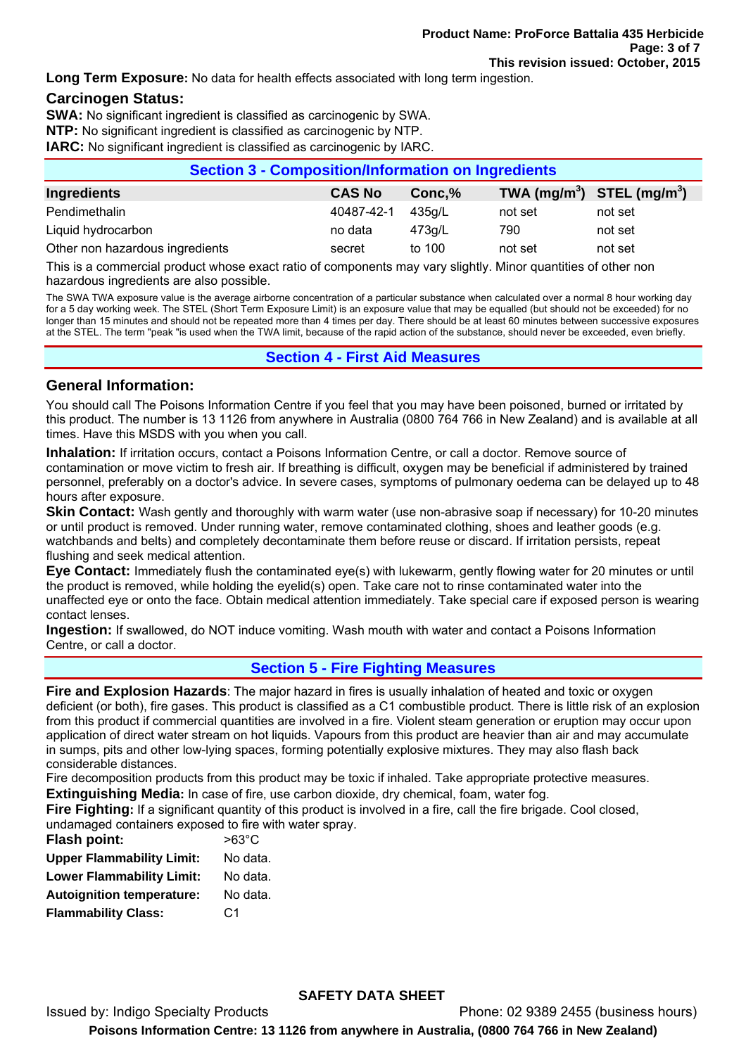**Long Term Exposure:** No data for health effects associated with long term ingestion.

### Carcinogen Status:

**SWA:** No significant ingredient is classified as carcinogenic by SWA.
**NTP:** No significant ingredient is classified as carcinogenic by NTP.
**IARC:** No significant ingredient is classified as carcinogenic by IARC.

## Section 3 - Composition/Information on Ingredients

| Ingredients | CAS No | Conc,% | TWA ($mg/m^3$) | STEL ($mg/m^3$) |
|---|---|---|---|---|
| Pendimethalin | 40487-42-1 | 435g/L | not set | not set |
| Liquid hydrocarbon | no data | 473g/L | 790 | not set |
| Other non hazardous ingredients | secret | to 100 | not set | not set |

This is a commercial product whose exact ratio of components may vary slightly. Minor quantities of other non hazardous ingredients are also possible.

The SWA TWA exposure value is the average airborne concentration of a particular substance when calculated over a normal 8 hour working day for a 5 day working week. The STEL (Short Term Exposure Limit) is an exposure value that may be equalled (but should not be exceeded) for no longer than 15 minutes and should not be repeated more than 4 times per day. There should be at least 60 minutes between successive exposures at the STEL. The term "peak "is used when the TWA limit, because of the rapid action of the substance, should never be exceeded, even briefly.

## Section 4 - First Aid Measures

### General Information:

You should call The Poisons Information Centre if you feel that you may have been poisoned, burned or irritated by this product. The number is 13 1126 from anywhere in Australia (0800 764 766 in New Zealand) and is available at all times. Have this MSDS with you when you call.

**Inhalation:** If irritation occurs, contact a Poisons Information Centre, or call a doctor. Remove source of contamination or move victim to fresh air. If breathing is difficult, oxygen may be beneficial if administered by trained personnel, preferably on a doctor's advice. In severe cases, symptoms of pulmonary oedema can be delayed up to 48 hours after exposure.

**Skin Contact:** Wash gently and thoroughly with warm water (use non-abrasive soap if necessary) for 10-20 minutes or until product is removed. Under running water, remove contaminated clothing, shoes and leather goods (e.g. watchbands and belts) and completely decontaminate them before reuse or discard. If irritation persists, repeat flushing and seek medical attention.

**Eye Contact:** Immediately flush the contaminated eye(s) with lukewarm, gently flowing water for 20 minutes or until the product is removed, while holding the eyelid(s) open. Take care not to rinse contaminated water into the unaffected eye or onto the face. Obtain medical attention immediately. Take special care if exposed person is wearing contact lenses.

**Ingestion:** If swallowed, do NOT induce vomiting. Wash mouth with water and contact a Poisons Information Centre, or call a doctor.

## Section 5 - Fire Fighting Measures

**Fire and Explosion Hazards**: The major hazard in fires is usually inhalation of heated and toxic or oxygen deficient (or both), fire gases. This product is classified as a C1 combustible product. There is little risk of an explosion from this product if commercial quantities are involved in a fire. Violent steam generation or eruption may occur upon application of direct water stream on hot liquids. Vapours from this product are heavier than air and may accumulate in sumps, pits and other low-lying spaces, forming potentially explosive mixtures. They may also flash back considerable distances.

Fire decomposition products from this product may be toxic if inhaled. Take appropriate protective measures.

**Extinguishing Media:** In case of fire, use carbon dioxide, dry chemical, foam, water fog.

**Fire Fighting:** If a significant quantity of this product is involved in a fire, call the fire brigade. Cool closed, undamaged containers exposed to fire with water spray.

| | |
|---|---|
| **Flash point:** | >63°C |
| **Upper Flammability Limit:** | No data. |
| **Lower Flammability Limit:** | No data. |
| **Autoignition temperature:** | No data. |
| **Flammability Class:** | C1 |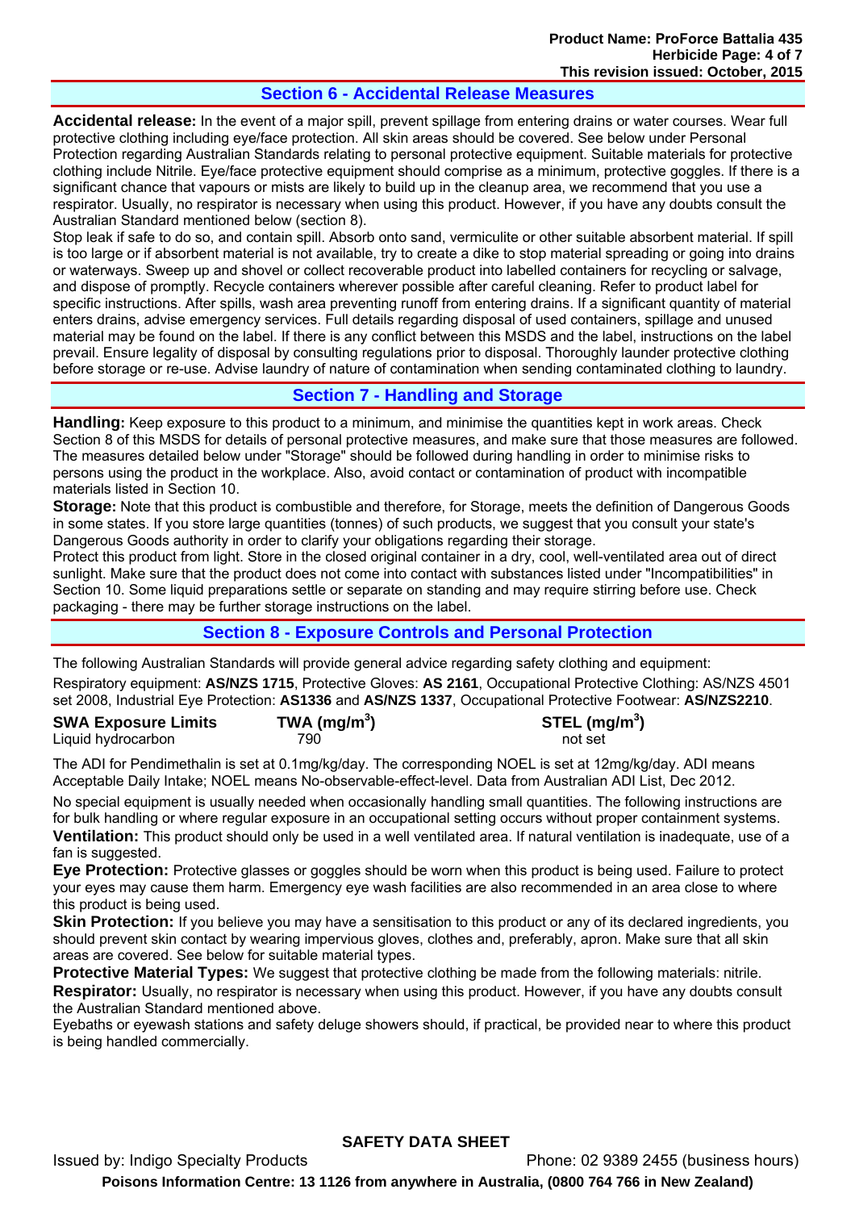## Section 6 - Accidental Release Measures

**Accidental release:** In the event of a major spill, prevent spillage from entering drains or water courses. Wear full protective clothing including eye/face protection. All skin areas should be covered. See below under Personal Protection regarding Australian Standards relating to personal protective equipment. Suitable materials for protective clothing include Nitrile. Eye/face protective equipment should comprise as a minimum, protective goggles. If there is a significant chance that vapours or mists are likely to build up in the cleanup area, we recommend that you use a respirator. Usually, no respirator is necessary when using this product. However, if you have any doubts consult the Australian Standard mentioned below (section 8).

Stop leak if safe to do so, and contain spill. Absorb onto sand, vermiculite or other suitable absorbent material. If spill is too large or if absorbent material is not available, try to create a dike to stop material spreading or going into drains or waterways. Sweep up and shovel or collect recoverable product into labelled containers for recycling or salvage, and dispose of promptly. Recycle containers wherever possible after careful cleaning. Refer to product label for specific instructions. After spills, wash area preventing runoff from entering drains. If a significant quantity of material enters drains, advise emergency services. Full details regarding disposal of used containers, spillage and unused material may be found on the label. If there is any conflict between this MSDS and the label, instructions on the label prevail. Ensure legality of disposal by consulting regulations prior to disposal. Thoroughly launder protective clothing before storage or re-use. Advise laundry of nature of contamination when sending contaminated clothing to laundry.

## Section 7 - Handling and Storage

**Handling:** Keep exposure to this product to a minimum, and minimise the quantities kept in work areas. Check Section 8 of this MSDS for details of personal protective measures, and make sure that those measures are followed. The measures detailed below under "Storage" should be followed during handling in order to minimise risks to persons using the product in the workplace. Also, avoid contact or contamination of product with incompatible materials listed in Section 10.

**Storage:** Note that this product is combustible and therefore, for Storage, meets the definition of Dangerous Goods in some states. If you store large quantities (tonnes) of such products, we suggest that you consult your state's Dangerous Goods authority in order to clarify your obligations regarding their storage.

Protect this product from light. Store in the closed original container in a dry, cool, well-ventilated area out of direct sunlight. Make sure that the product does not come into contact with substances listed under "Incompatibilities" in Section 10. Some liquid preparations settle or separate on standing and may require stirring before use. Check packaging - there may be further storage instructions on the label.

## Section 8 - Exposure Controls and Personal Protection

The following Australian Standards will provide general advice regarding safety clothing and equipment:

Respiratory equipment: **AS/NZS 1715**, Protective Gloves: **AS 2161**, Occupational Protective Clothing: AS/NZS 4501 set 2008, Industrial Eye Protection: **AS1336** and **AS/NZS 1337**, Occupational Protective Footwear: **AS/NZS2210**.

| SWA Exposure Limits | TWA (mg/m$^3$) | STEL (mg/m$^3$) |
|---|---|---|
| Liquid hydrocarbon | 790 | not set |

The ADI for Pendimethalin is set at 0.1mg/kg/day. The corresponding NOEL is set at 12mg/kg/day. ADI means Acceptable Daily Intake; NOEL means No-observable-effect-level. Data from Australian ADI List, Dec 2012.

No special equipment is usually needed when occasionally handling small quantities. The following instructions are for bulk handling or where regular exposure in an occupational setting occurs without proper containment systems.

**Ventilation:** This product should only be used in a well ventilated area. If natural ventilation is inadequate, use of a fan is suggested.

**Eye Protection:** Protective glasses or goggles should be worn when this product is being used. Failure to protect your eyes may cause them harm. Emergency eye wash facilities are also recommended in an area close to where this product is being used.

**Skin Protection:** If you believe you may have a sensitisation to this product or any of its declared ingredients, you should prevent skin contact by wearing impervious gloves, clothes and, preferably, apron. Make sure that all skin areas are covered. See below for suitable material types.

**Protective Material Types:** We suggest that protective clothing be made from the following materials: nitrile.

**Respirator:** Usually, no respirator is necessary when using this product. However, if you have any doubts consult the Australian Standard mentioned above.

Eyebaths or eyewash stations and safety deluge showers should, if practical, be provided near to where this product is being handled commercially.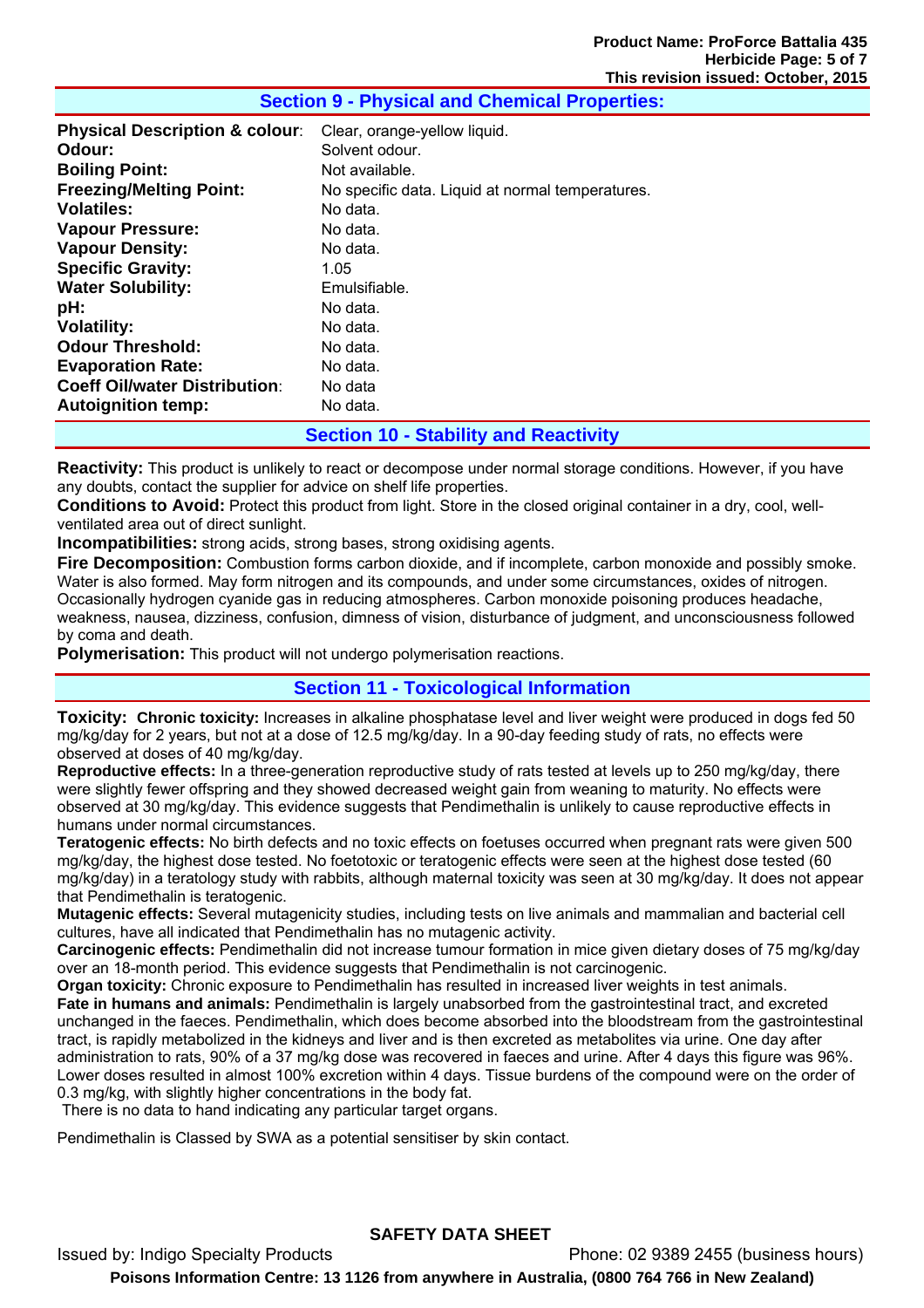## Section 9 - Physical and Chemical Properties:

| | |
|---|---|
| **Physical Description & colour**: | Clear, orange-yellow liquid. |
| **Odour:** | Solvent odour. |
| **Boiling Point:** | Not available. |
| **Freezing/Melting Point:** | No specific data. Liquid at normal temperatures. |
| **Volatiles:** | No data. |
| **Vapour Pressure:** | No data. |
| **Vapour Density:** | No data. |
| **Specific Gravity:** | 1.05 |
| **Water Solubility:** | Emulsifiable. |
| **pH:** | No data. |
| **Volatility:** | No data. |
| **Odour Threshold:** | No data. |
| **Evaporation Rate:** | No data. |
| **Coeff Oil/water Distribution**: | No data |
| **Autoignition temp:** | No data. |

## Section 10 - Stability and Reactivity

**Reactivity:** This product is unlikely to react or decompose under normal storage conditions. However, if you have any doubts, contact the supplier for advice on shelf life properties.
**Conditions to Avoid:** Protect this product from light. Store in the closed original container in a dry, cool, well-ventilated area out of direct sunlight.
**Incompatibilities:** strong acids, strong bases, strong oxidising agents.
**Fire Decomposition:** Combustion forms carbon dioxide, and if incomplete, carbon monoxide and possibly smoke. Water is also formed. May form nitrogen and its compounds, and under some circumstances, oxides of nitrogen. Occasionally hydrogen cyanide gas in reducing atmospheres. Carbon monoxide poisoning produces headache, weakness, nausea, dizziness, confusion, dimness of vision, disturbance of judgment, and unconsciousness followed by coma and death.
**Polymerisation:** This product will not undergo polymerisation reactions.

## Section 11 - Toxicological Information

**Toxicity:** **Chronic toxicity:** Increases in alkaline phosphatase level and liver weight were produced in dogs fed 50 mg/kg/day for 2 years, but not at a dose of 12.5 mg/kg/day. In a 90-day feeding study of rats, no effects were observed at doses of 40 mg/kg/day.
**Reproductive effects:** In a three-generation reproductive study of rats tested at levels up to 250 mg/kg/day, there were slightly fewer offspring and they showed decreased weight gain from weaning to maturity. No effects were observed at 30 mg/kg/day. This evidence suggests that Pendimethalin is unlikely to cause reproductive effects in humans under normal circumstances.
**Teratogenic effects:** No birth defects and no toxic effects on foetuses occurred when pregnant rats were given 500 mg/kg/day, the highest dose tested. No foetotoxic or teratogenic effects were seen at the highest dose tested (60 mg/kg/day) in a teratology study with rabbits, although maternal toxicity was seen at 30 mg/kg/day. It does not appear that Pendimethalin is teratogenic.
**Mutagenic effects:** Several mutagenicity studies, including tests on live animals and mammalian and bacterial cell cultures, have all indicated that Pendimethalin has no mutagenic activity.
**Carcinogenic effects:** Pendimethalin did not increase tumour formation in mice given dietary doses of 75 mg/kg/day over an 18-month period. This evidence suggests that Pendimethalin is not carcinogenic.
**Organ toxicity:** Chronic exposure to Pendimethalin has resulted in increased liver weights in test animals.
**Fate in humans and animals:** Pendimethalin is largely unabsorbed from the gastrointestinal tract, and excreted unchanged in the faeces. Pendimethalin, which does become absorbed into the bloodstream from the gastrointestinal tract, is rapidly metabolized in the kidneys and liver and is then excreted as metabolites via urine. One day after administration to rats, 90% of a 37 mg/kg dose was recovered in faeces and urine. After 4 days this figure was 96%. Lower doses resulted in almost 100% excretion within 4 days. Tissue burdens of the compound were on the order of 0.3 mg/kg, with slightly higher concentrations in the body fat.
There is no data to hand indicating any particular target organs.

Pendimethalin is Classed by SWA as a potential sensitiser by skin contact.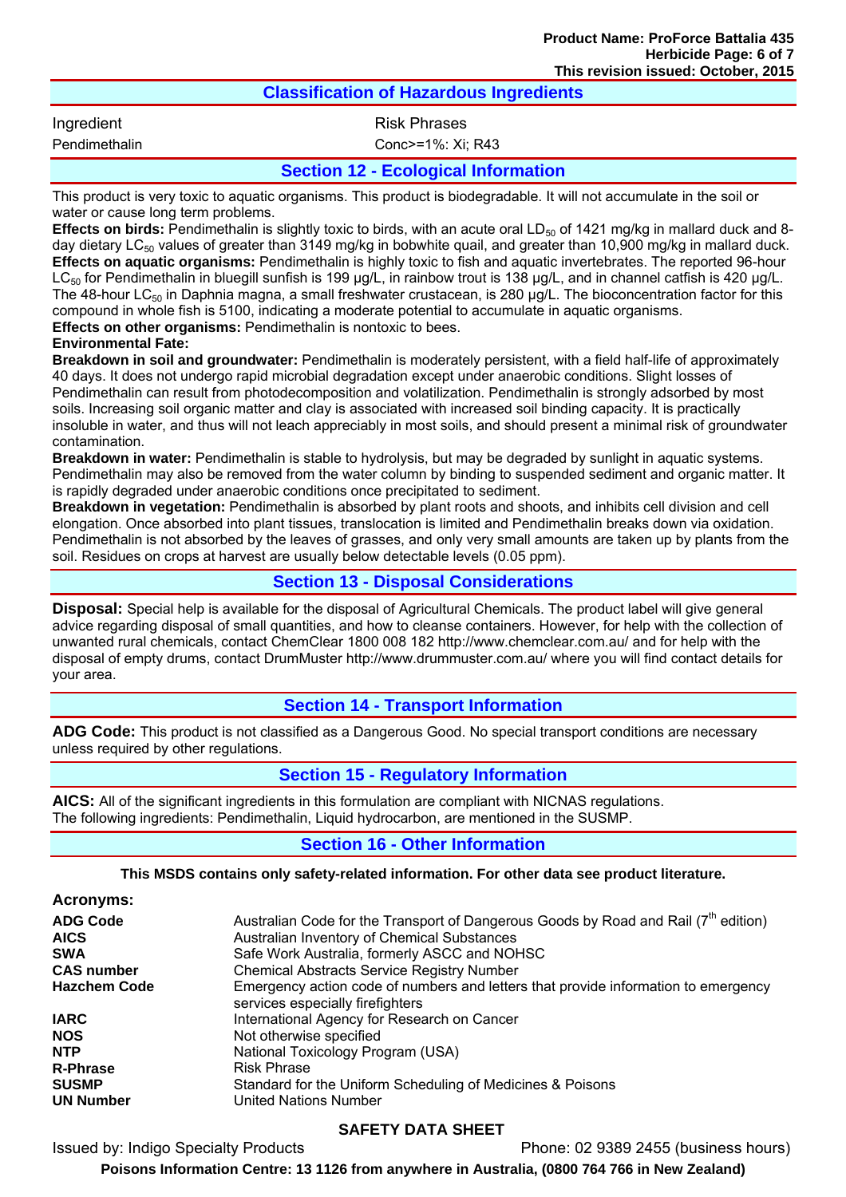## Classification of Hazardous Ingredients

| Ingredient | Risk Phrases |
| --- | --- |
| Pendimethalin | Conc>=1%: Xi; R43 |

## Section 12 - Ecological Information

This product is very toxic to aquatic organisms. This product is biodegradable. It will not accumulate in the soil or water or cause long term problems.

**Effects on birds:** Pendimethalin is slightly toxic to birds, with an acute oral $LD_{50}$ of 1421 mg/kg in mallard duck and 8-day dietary $LC_{50}$ values of greater than 3149 mg/kg in bobwhite quail, and greater than 10,900 mg/kg in mallard duck.

**Effects on aquatic organisms:** Pendimethalin is highly toxic to fish and aquatic invertebrates. The reported 96-hour $LC_{50}$ for Pendimethalin in bluegill sunfish is 199 µg/L, in rainbow trout is 138 µg/L, and in channel catfish is 420 µg/L. The 48-hour $LC_{50}$ in Daphnia magna, a small freshwater crustacean, is 280 µg/L. The bioconcentration factor for this compound in whole fish is 5100, indicating a moderate potential to accumulate in aquatic organisms.

**Effects on other organisms:** Pendimethalin is nontoxic to bees.

**Environmental Fate:**

**Breakdown in soil and groundwater:** Pendimethalin is moderately persistent, with a field half-life of approximately 40 days. It does not undergo rapid microbial degradation except under anaerobic conditions. Slight losses of Pendimethalin can result from photodecomposition and volatilization. Pendimethalin is strongly adsorbed by most soils. Increasing soil organic matter and clay is associated with increased soil binding capacity. It is practically insoluble in water, and thus will not leach appreciably in most soils, and should present a minimal risk of groundwater contamination.

**Breakdown in water:** Pendimethalin is stable to hydrolysis, but may be degraded by sunlight in aquatic systems. Pendimethalin may also be removed from the water column by binding to suspended sediment and organic matter. It is rapidly degraded under anaerobic conditions once precipitated to sediment.

**Breakdown in vegetation:** Pendimethalin is absorbed by plant roots and shoots, and inhibits cell division and cell elongation. Once absorbed into plant tissues, translocation is limited and Pendimethalin breaks down via oxidation. Pendimethalin is not absorbed by the leaves of grasses, and only very small amounts are taken up by plants from the soil. Residues on crops at harvest are usually below detectable levels (0.05 ppm).

## Section 13 - Disposal Considerations

**Disposal:** Special help is available for the disposal of Agricultural Chemicals. The product label will give general advice regarding disposal of small quantities, and how to cleanse containers. However, for help with the collection of unwanted rural chemicals, contact ChemClear 1800 008 182 http://www.chemclear.com.au/ and for help with the disposal of empty drums, contact DrumMuster http://www.drummuster.com.au/ where you will find contact details for your area.

## Section 14 - Transport Information

**ADG Code:** This product is not classified as a Dangerous Good. No special transport conditions are necessary unless required by other regulations.

## Section 15 - Regulatory Information

**AICS:** All of the significant ingredients in this formulation are compliant with NICNAS regulations.
The following ingredients: Pendimethalin, Liquid hydrocarbon, are mentioned in the SUSMP.

## Section 16 - Other Information

**This MSDS contains only safety-related information. For other data see product literature.**

**Acronyms:**

| | |
| --- | --- |
| **ADG Code** | Australian Code for the Transport of Dangerous Goods by Road and Rail (7th edition) |
| **AICS** | Australian Inventory of Chemical Substances |
| **SWA** | Safe Work Australia, formerly ASCC and NOHSC |
| **CAS number** | Chemical Abstracts Service Registry Number |
| **Hazchem Code** | Emergency action code of numbers and letters that provide information to emergency services especially firefighters |
| **IARC** | International Agency for Research on Cancer |
| **NOS** | Not otherwise specified |
| **NTP** | National Toxicology Program (USA) |
| **R-Phrase** | Risk Phrase |
| **SUSMP** | Standard for the Uniform Scheduling of Medicines & Poisons |
| **UN Number** | United Nations Number |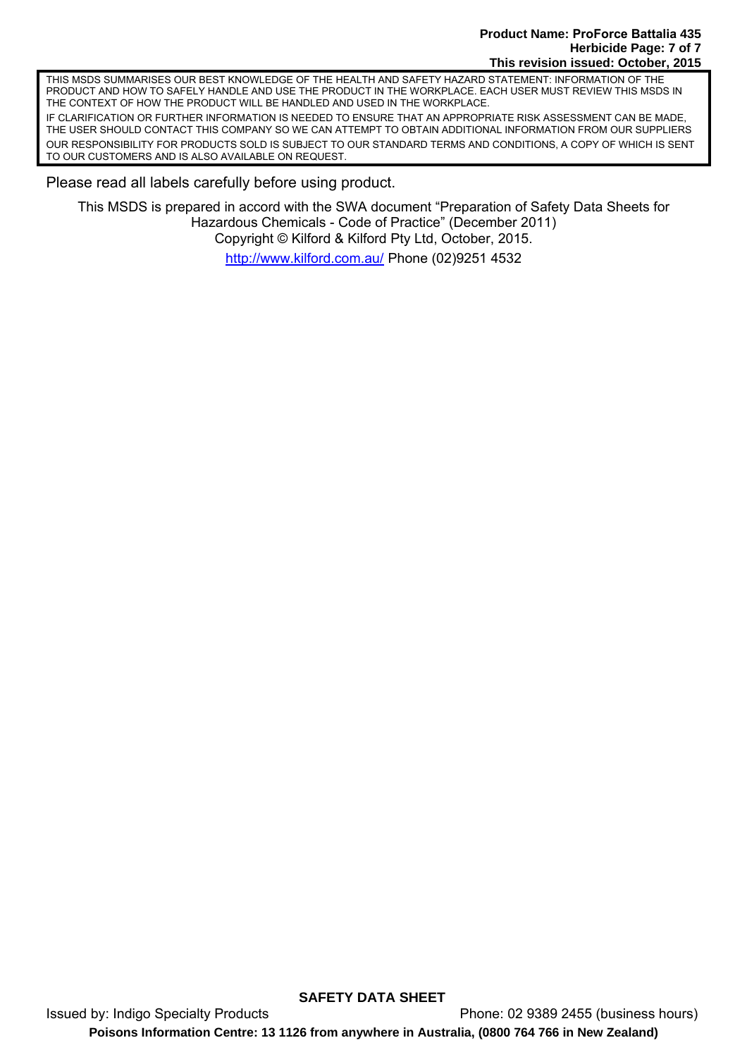THIS MSDS SUMMARISES OUR BEST KNOWLEDGE OF THE HEALTH AND SAFETY HAZARD STATEMENT: INFORMATION OF THE PRODUCT AND HOW TO SAFELY HANDLE AND USE THE PRODUCT IN THE WORKPLACE. EACH USER MUST REVIEW THIS MSDS IN THE CONTEXT OF HOW THE PRODUCT WILL BE HANDLED AND USED IN THE WORKPLACE.

IF CLARIFICATION OR FURTHER INFORMATION IS NEEDED TO ENSURE THAT AN APPROPRIATE RISK ASSESSMENT CAN BE MADE, THE USER SHOULD CONTACT THIS COMPANY SO WE CAN ATTEMPT TO OBTAIN ADDITIONAL INFORMATION FROM OUR SUPPLIERS

OUR RESPONSIBILITY FOR PRODUCTS SOLD IS SUBJECT TO OUR STANDARD TERMS AND CONDITIONS, A COPY OF WHICH IS SENT TO OUR CUSTOMERS AND IS ALSO AVAILABLE ON REQUEST.

Please read all labels carefully before using product.

This MSDS is prepared in accord with the SWA document "Preparation of Safety Data Sheets for Hazardous Chemicals - Code of Practice" (December 2011)

Copyright © Kilford & Kilford Pty Ltd, October, 2015.

http://www.kilford.com.au/ Phone (02)9251 4532